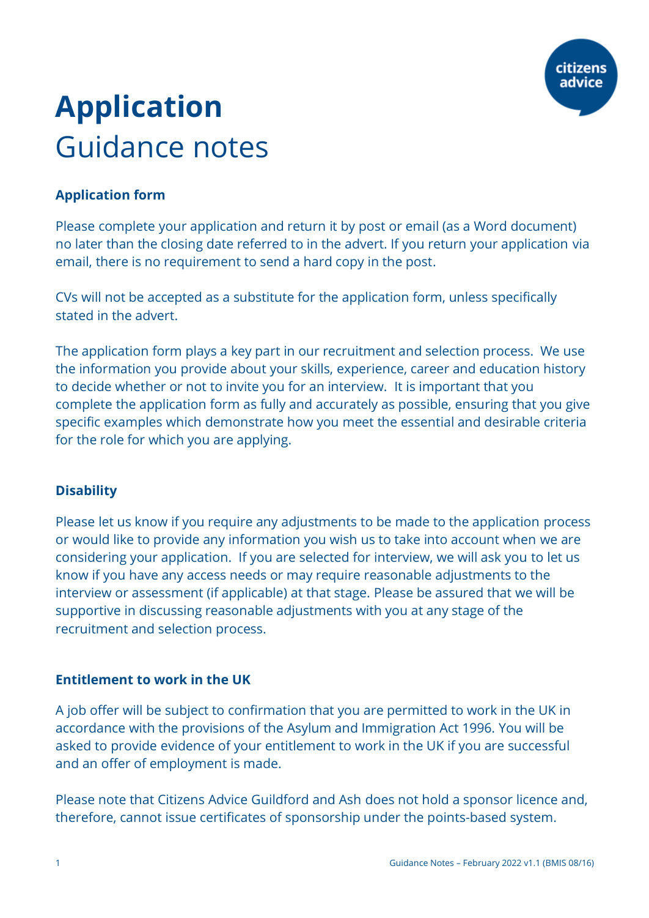# Application
Guidance notes

### Application form

Please complete your application and return it by post or email (as a Word document) no later than the closing date referred to in the advert. If you return your application via email, there is no requirement to send a hard copy in the post.

CVs will not be accepted as a substitute for the application form, unless specifically stated in the advert.

The application form plays a key part in our recruitment and selection process. We use the information you provide about your skills, experience, career and education history to decide whether or not to invite you for an interview. It is important that you complete the application form as fully and accurately as possible, ensuring that you give specific examples which demonstrate how you meet the essential and desirable criteria for the role for which you are applying.

### Disability

Please let us know if you require any adjustments to be made to the application process or would like to provide any information you wish us to take into account when we are considering your application. If you are selected for interview, we will ask you to let us know if you have any access needs or may require reasonable adjustments to the interview or assessment (if applicable) at that stage. Please be assured that we will be supportive in discussing reasonable adjustments with you at any stage of the recruitment and selection process.

### Entitlement to work in the UK

A job offer will be subject to confirmation that you are permitted to work in the UK in accordance with the provisions of the Asylum and Immigration Act 1996. You will be asked to provide evidence of your entitlement to work in the UK if you are successful and an offer of employment is made.

Please note that Citizens Advice Guildford and Ash does not hold a sponsor licence and, therefore, cannot issue certificates of sponsorship under the points-based system.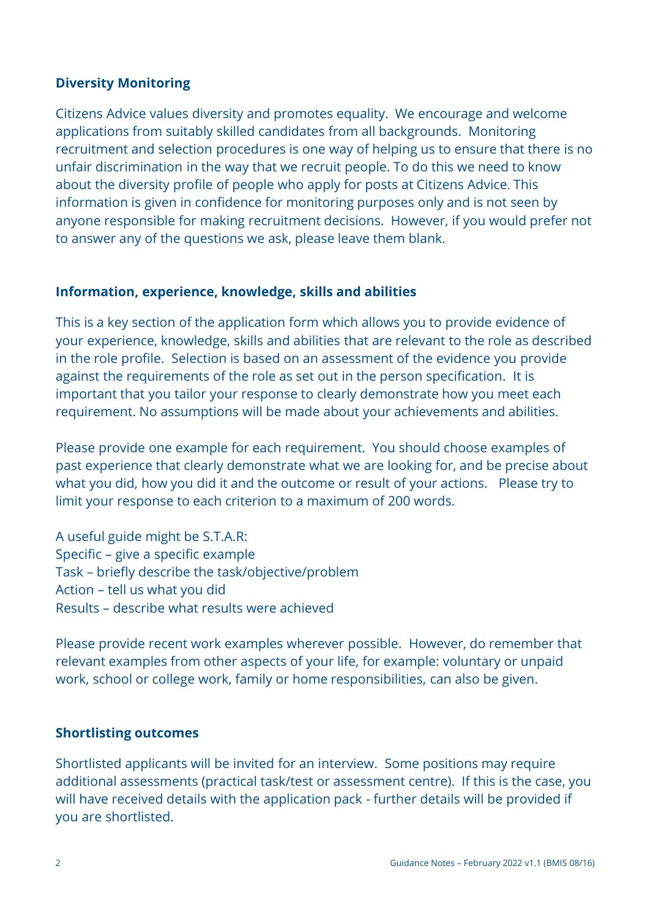## Diversity Monitoring

Citizens Advice values diversity and promotes equality. We encourage and welcome applications from suitably skilled candidates from all backgrounds. Monitoring recruitment and selection procedures is one way of helping us to ensure that there is no unfair discrimination in the way that we recruit people. To do this we need to know about the diversity profile of people who apply for posts at Citizens Advice. This information is given in confidence for monitoring purposes only and is not seen by anyone responsible for making recruitment decisions. However, if you would prefer not to answer any of the questions we ask, please leave them blank.

## Information, experience, knowledge, skills and abilities

This is a key section of the application form which allows you to provide evidence of your experience, knowledge, skills and abilities that are relevant to the role as described in the role profile. Selection is based on an assessment of the evidence you provide against the requirements of the role as set out in the person specification. It is important that you tailor your response to clearly demonstrate how you meet each requirement. No assumptions will be made about your achievements and abilities.

Please provide one example for each requirement. You should choose examples of past experience that clearly demonstrate what we are looking for, and be precise about what you did, how you did it and the outcome or result of your actions. Please try to limit your response to each criterion to a maximum of 200 words.

A useful guide might be S.T.A.R:
Specific – give a specific example
Task – briefly describe the task/objective/problem
Action – tell us what you did
Results – describe what results were achieved

Please provide recent work examples wherever possible. However, do remember that relevant examples from other aspects of your life, for example: voluntary or unpaid work, school or college work, family or home responsibilities, can also be given.

## Shortlisting outcomes

Shortlisted applicants will be invited for an interview. Some positions may require additional assessments (practical task/test or assessment centre). If this is the case, you will have received details with the application pack - further details will be provided if you are shortlisted.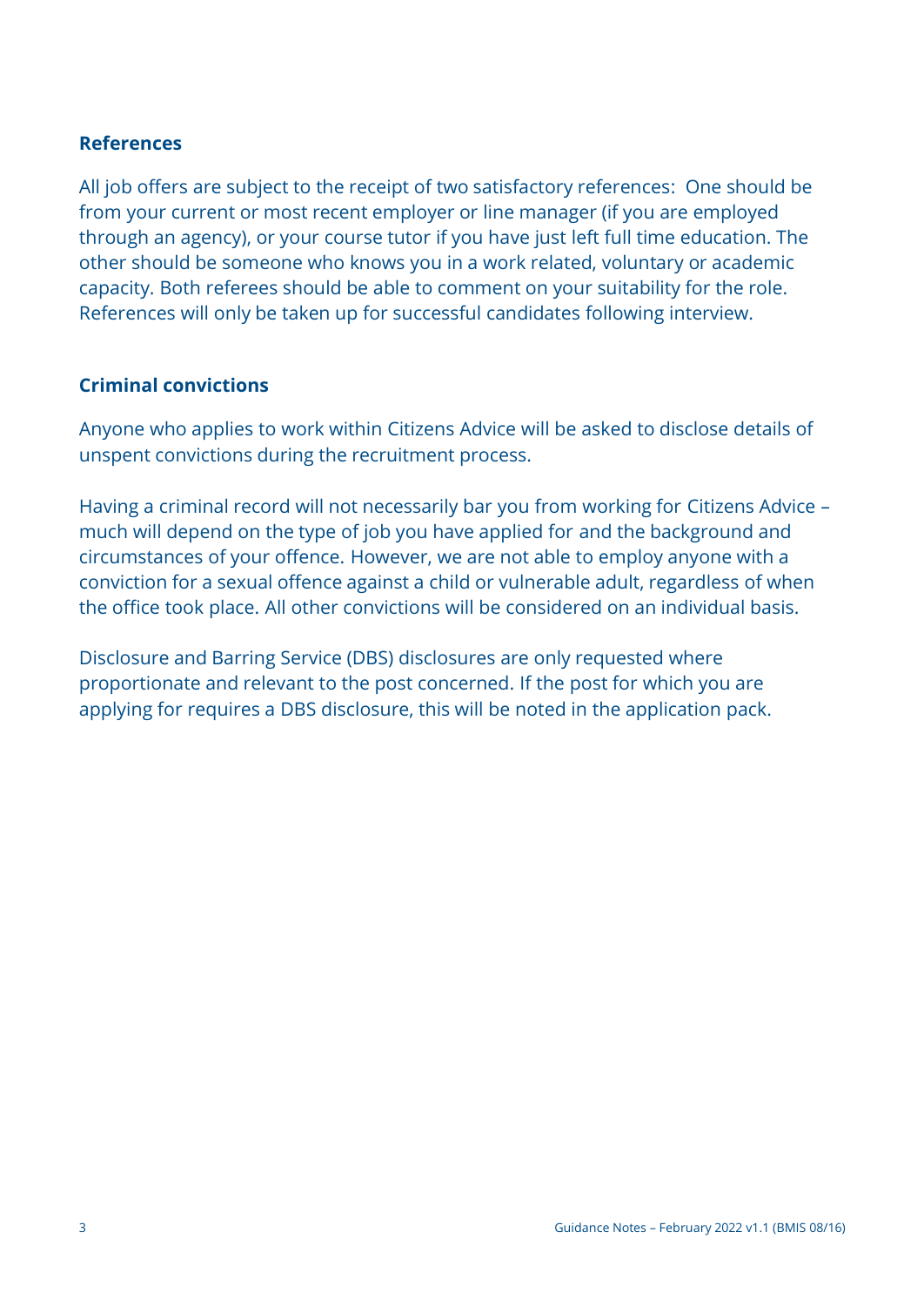## References

All job offers are subject to the receipt of two satisfactory references:  One should be from your current or most recent employer or line manager (if you are employed through an agency), or your course tutor if you have just left full time education. The other should be someone who knows you in a work related, voluntary or academic capacity. Both referees should be able to comment on your suitability for the role. References will only be taken up for successful candidates following interview.

## Criminal convictions

Anyone who applies to work within Citizens Advice will be asked to disclose details of unspent convictions during the recruitment process.

Having a criminal record will not necessarily bar you from working for Citizens Advice – much will depend on the type of job you have applied for and the background and circumstances of your offence. However, we are not able to employ anyone with a conviction for a sexual offence against a child or vulnerable adult, regardless of when the office took place. All other convictions will be considered on an individual basis.

Disclosure and Barring Service (DBS) disclosures are only requested where proportionate and relevant to the post concerned. If the post for which you are applying for requires a DBS disclosure, this will be noted in the application pack.